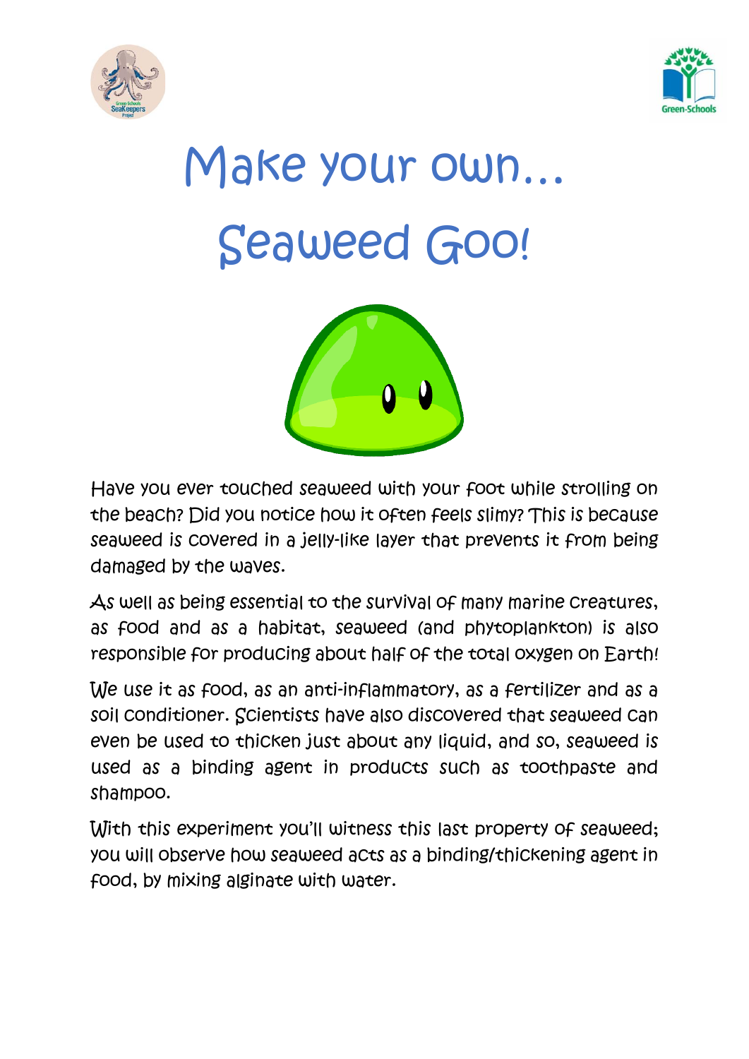# Make your own… Seaweed Goo!

Have you ever touched seaweed with your foot while strolling on the beach? Did you notice how it often feels slimy? This is because seaweed is covered in a jelly-like layer that prevents it from being damaged by the waves.

As well as being essential to the survival of many marine creatures, as food and as a habitat, seaweed (and phytoplankton) is also responsible for producing about half of the total oxygen on Earth!

We use it as food, as an anti-inflammatory, as a fertilizer and as a soil conditioner. Scientists have also discovered that seaweed can even be used to thicken just about any liquid, and so, seaweed is used as a binding agent in products such as toothpaste and shampoo.

With this experiment you'll witness this last property of seaweed; you will observe how seaweed acts as a binding/thickening agent in food, by mixing alginate with water.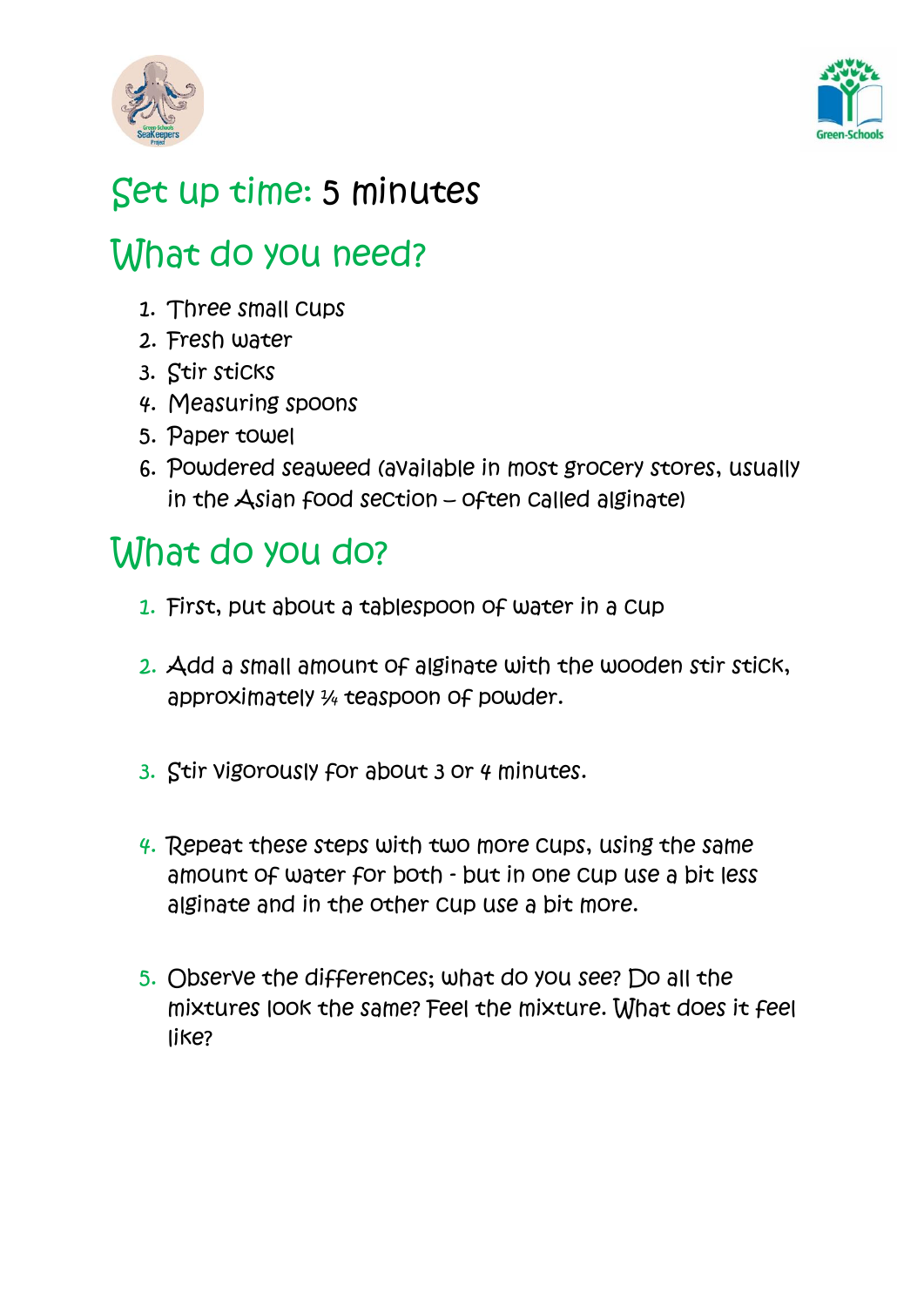## Set up time: 5 minutes

## What do you need?

1. Three small cups
2. Fresh water
3. Stir sticks
4. Measuring spoons
5. Paper towel
6. Powdered seaweed (available in most grocery stores, usually in the Asian food section – often called alginate)

## What do you do?

1. First, put about a tablespoon of water in a cup

2. Add a small amount of alginate with the wooden stir stick, approximately ¼ teaspoon of powder.

3. Stir vigorously for about 3 or 4 minutes.

4. Repeat these steps with two more cups, using the same amount of water for both - but in one cup use a bit less alginate and in the other cup use a bit more.

5. Observe the differences; what do you see? Do all the mixtures look the same? Feel the mixture. What does it feel like?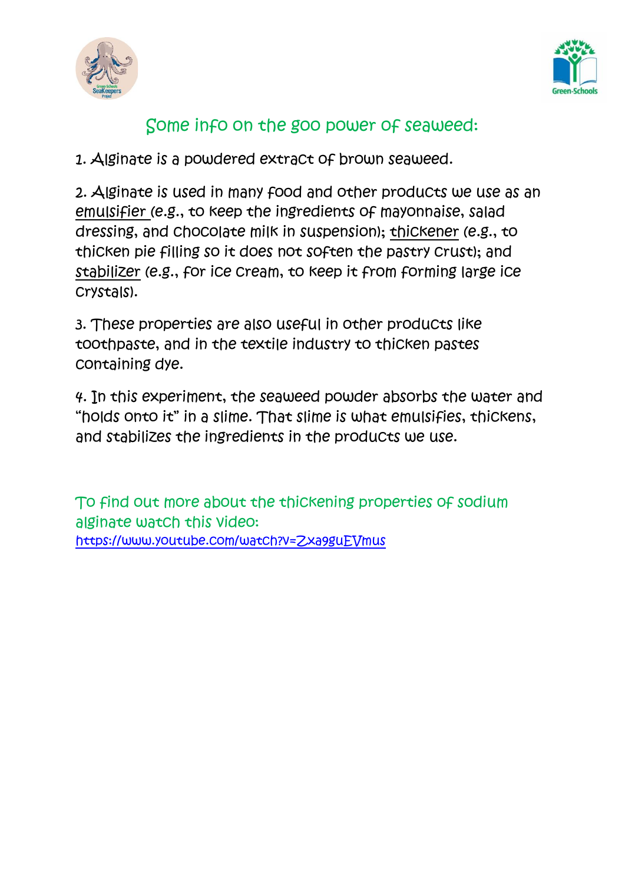## Some info on the goo power of seaweed:

1. Alginate is a powdered extract of brown seaweed.

2. Alginate is used in many food and other products we use as an <u>emulsifier</u> (e.g., to keep the ingredients of mayonnaise, salad dressing, and chocolate milk in suspension); <u>thickener</u> (e.g., to thicken pie filling so it does not soften the pastry crust); and <u>stabilizer</u> (e.g., for ice cream, to keep it from forming large ice crystals).

3. These properties are also useful in other products like toothpaste, and in the textile industry to thicken pastes containing dye.

4. In this experiment, the seaweed powder absorbs the water and "holds onto it" in a slime. That slime is what emulsifies, thickens, and stabilizes the ingredients in the products we use.

To find out more about the thickening properties of sodium alginate watch this video:
https://www.youtube.com/watch?v=Zxa9guEVmus